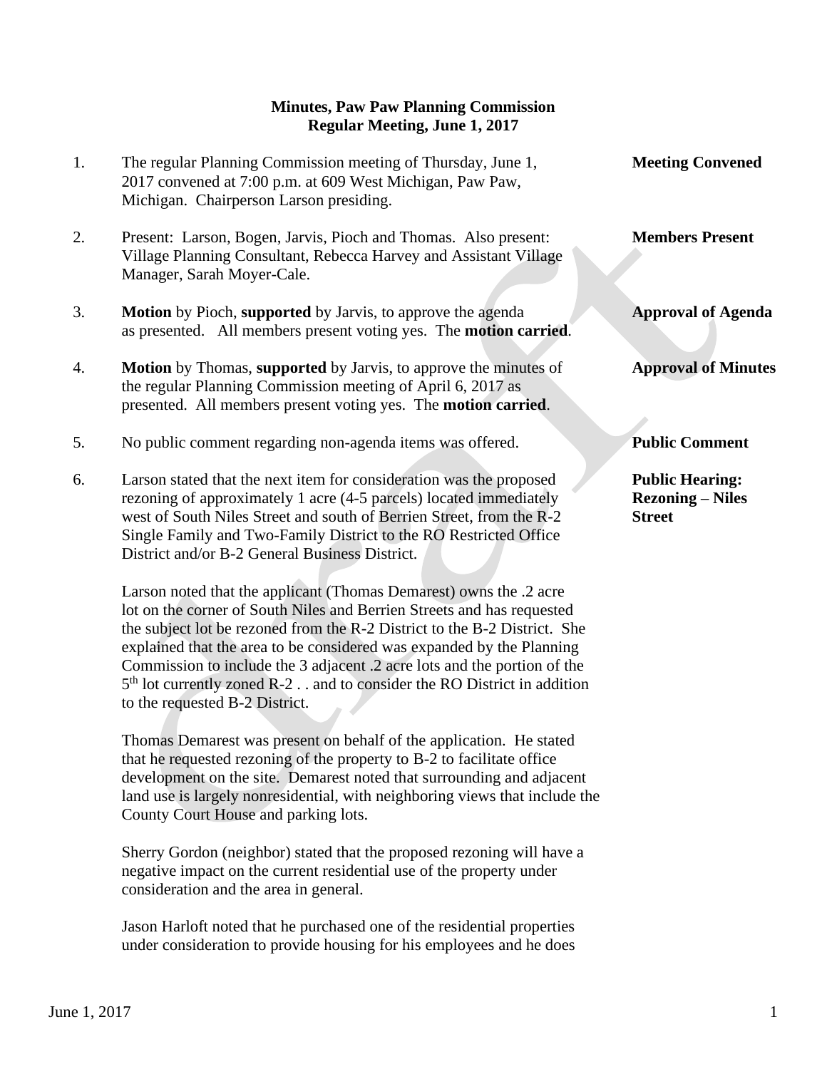**Minutes, Paw Paw Planning Commission**
**Regular Meeting, June 1, 2017**

1. The regular Planning Commission meeting of Thursday, June 1, 2017 convened at 7:00 p.m. at 609 West Michigan, Paw Paw, Michigan. Chairperson Larson presiding. — **Meeting Convened**

2. Present: Larson, Bogen, Jarvis, Pioch and Thomas. Also present: Village Planning Consultant, Rebecca Harvey and Assistant Village Manager, Sarah Moyer-Cale. — **Members Present**

3. **Motion** by Pioch, **supported** by Jarvis, to approve the agenda as presented. All members present voting yes. The **motion carried**. — **Approval of Agenda**

4. **Motion** by Thomas, **supported** by Jarvis, to approve the minutes of the regular Planning Commission meeting of April 6, 2017 as presented. All members present voting yes. The **motion carried**. — **Approval of Minutes**

5. No public comment regarding non-agenda items was offered. — **Public Comment**

6. Larson stated that the next item for consideration was the proposed rezoning of approximately 1 acre (4-5 parcels) located immediately west of South Niles Street and south of Berrien Street, from the R-2 Single Family and Two-Family District to the RO Restricted Office District and/or B-2 General Business District. — **Public Hearing: Rezoning – Niles Street**

   Larson noted that the applicant (Thomas Demarest) owns the .2 acre lot on the corner of South Niles and Berrien Streets and has requested the subject lot be rezoned from the R-2 District to the B-2 District. She explained that the area to be considered was expanded by the Planning Commission to include the 3 adjacent .2 acre lots and the portion of the 5th lot currently zoned R-2 . . and to consider the RO District in addition to the requested B-2 District.

   Thomas Demarest was present on behalf of the application. He stated that he requested rezoning of the property to B-2 to facilitate office development on the site. Demarest noted that surrounding and adjacent land use is largely nonresidential, with neighboring views that include the County Court House and parking lots.

   Sherry Gordon (neighbor) stated that the proposed rezoning will have a negative impact on the current residential use of the property under consideration and the area in general.

   Jason Harloft noted that he purchased one of the residential properties under consideration to provide housing for his employees and he does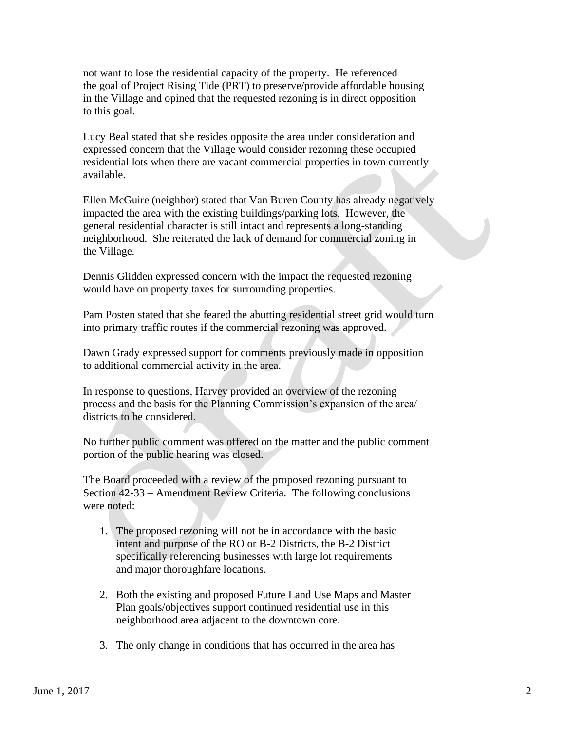not want to lose the residential capacity of the property. He referenced the goal of Project Rising Tide (PRT) to preserve/provide affordable housing in the Village and opined that the requested rezoning is in direct opposition to this goal.

Lucy Beal stated that she resides opposite the area under consideration and expressed concern that the Village would consider rezoning these occupied residential lots when there are vacant commercial properties in town currently available.

Ellen McGuire (neighbor) stated that Van Buren County has already negatively impacted the area with the existing buildings/parking lots. However, the general residential character is still intact and represents a long-standing neighborhood. She reiterated the lack of demand for commercial zoning in the Village.

Dennis Glidden expressed concern with the impact the requested rezoning would have on property taxes for surrounding properties.

Pam Posten stated that she feared the abutting residential street grid would turn into primary traffic routes if the commercial rezoning was approved.

Dawn Grady expressed support for comments previously made in opposition to additional commercial activity in the area.

In response to questions, Harvey provided an overview of the rezoning process and the basis for the Planning Commission's expansion of the area/districts to be considered.

No further public comment was offered on the matter and the public comment portion of the public hearing was closed.

The Board proceeded with a review of the proposed rezoning pursuant to Section 42-33 – Amendment Review Criteria. The following conclusions were noted:

1. The proposed rezoning will not be in accordance with the basic intent and purpose of the RO or B-2 Districts, the B-2 District specifically referencing businesses with large lot requirements and major thoroughfare locations.

2. Both the existing and proposed Future Land Use Maps and Master Plan goals/objectives support continued residential use in this neighborhood area adjacent to the downtown core.

3. The only change in conditions that has occurred in the area has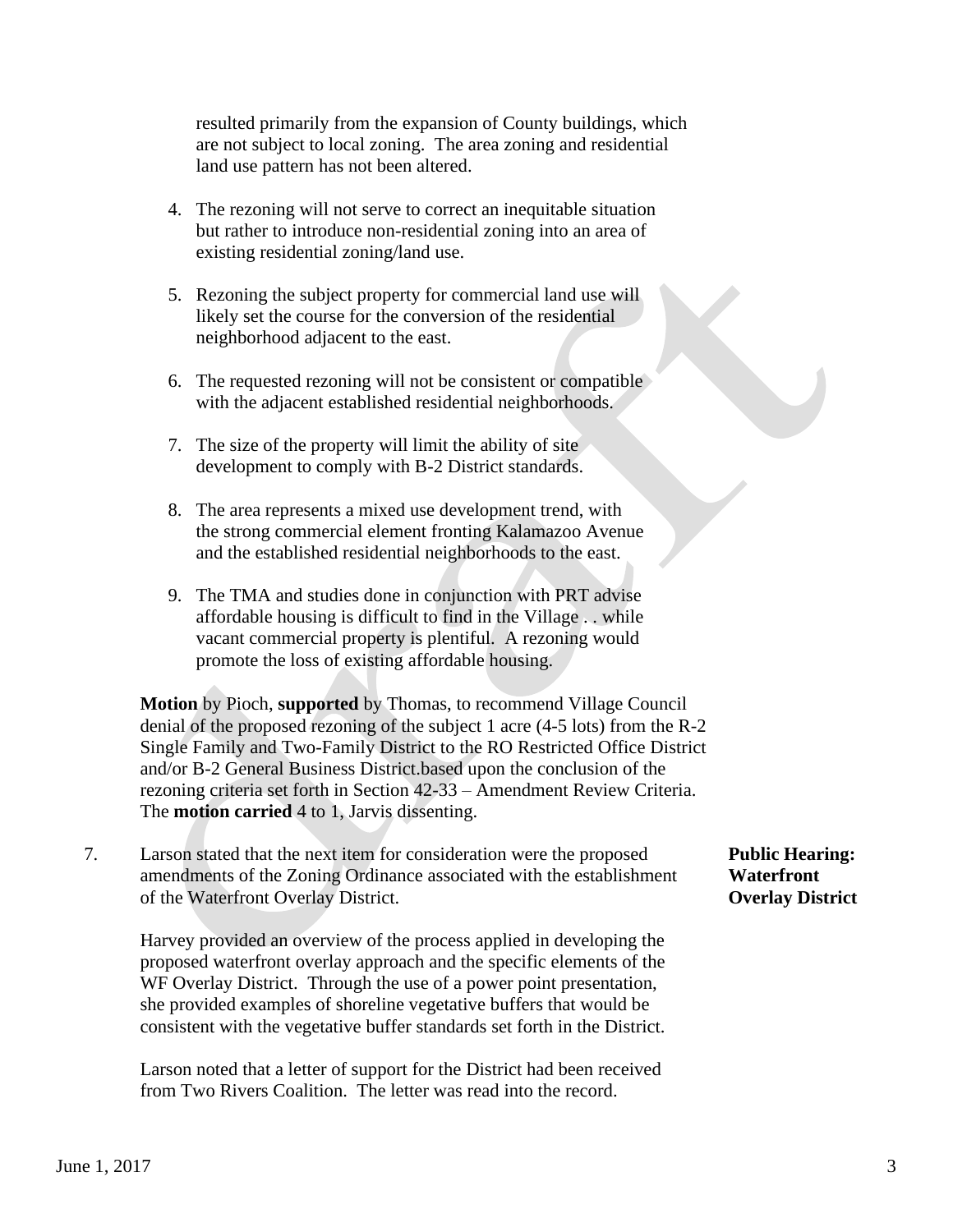resulted primarily from the expansion of County buildings, which are not subject to local zoning. The area zoning and residential land use pattern has not been altered.

4. The rezoning will not serve to correct an inequitable situation but rather to introduce non-residential zoning into an area of existing residential zoning/land use.

5. Rezoning the subject property for commercial land use will likely set the course for the conversion of the residential neighborhood adjacent to the east.

6. The requested rezoning will not be consistent or compatible with the adjacent established residential neighborhoods.

7. The size of the property will limit the ability of site development to comply with B-2 District standards.

8. The area represents a mixed use development trend, with the strong commercial element fronting Kalamazoo Avenue and the established residential neighborhoods to the east.

9. The TMA and studies done in conjunction with PRT advise affordable housing is difficult to find in the Village . . while vacant commercial property is plentiful. A rezoning would promote the loss of existing affordable housing.

**Motion** by Pioch, **supported** by Thomas, to recommend Village Council denial of the proposed rezoning of the subject 1 acre (4-5 lots) from the R-2 Single Family and Two-Family District to the RO Restricted Office District and/or B-2 General Business District.based upon the conclusion of the rezoning criteria set forth in Section 42-33 – Amendment Review Criteria. The **motion carried** 4 to 1, Jarvis dissenting.

**Public Hearing: Waterfront Overlay District**

7. Larson stated that the next item for consideration were the proposed amendments of the Zoning Ordinance associated with the establishment of the Waterfront Overlay District.

Harvey provided an overview of the process applied in developing the proposed waterfront overlay approach and the specific elements of the WF Overlay District. Through the use of a power point presentation, she provided examples of shoreline vegetative buffers that would be consistent with the vegetative buffer standards set forth in the District.

Larson noted that a letter of support for the District had been received from Two Rivers Coalition. The letter was read into the record.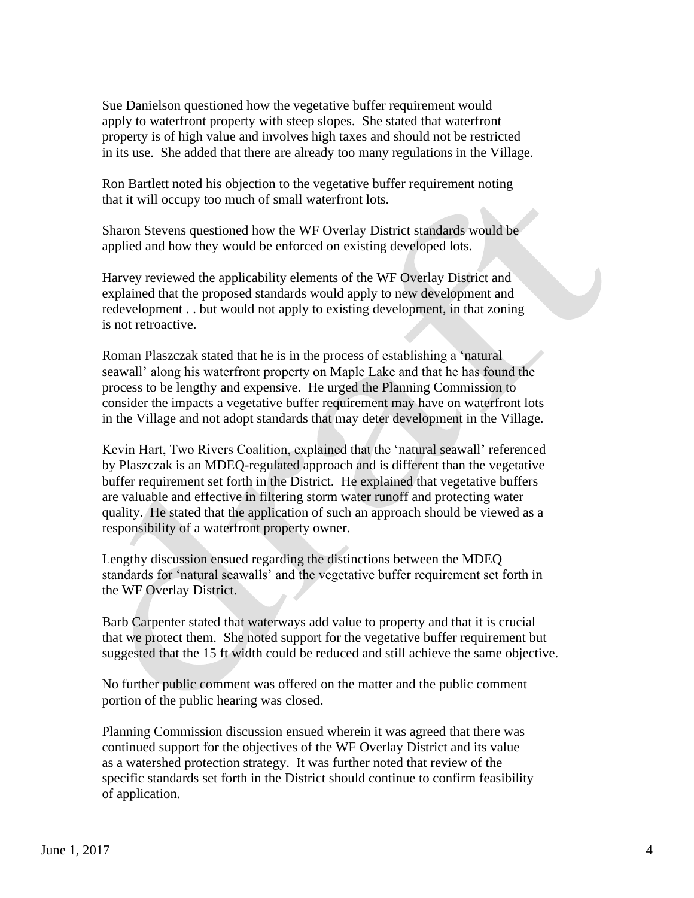Sue Danielson questioned how the vegetative buffer requirement would apply to waterfront property with steep slopes. She stated that waterfront property is of high value and involves high taxes and should not be restricted in its use. She added that there are already too many regulations in the Village.

Ron Bartlett noted his objection to the vegetative buffer requirement noting that it will occupy too much of small waterfront lots.

Sharon Stevens questioned how the WF Overlay District standards would be applied and how they would be enforced on existing developed lots.

Harvey reviewed the applicability elements of the WF Overlay District and explained that the proposed standards would apply to new development and redevelopment . . but would not apply to existing development, in that zoning is not retroactive.

Roman Plaszczak stated that he is in the process of establishing a 'natural seawall' along his waterfront property on Maple Lake and that he has found the process to be lengthy and expensive. He urged the Planning Commission to consider the impacts a vegetative buffer requirement may have on waterfront lots in the Village and not adopt standards that may deter development in the Village.

Kevin Hart, Two Rivers Coalition, explained that the 'natural seawall' referenced by Plaszczak is an MDEQ-regulated approach and is different than the vegetative buffer requirement set forth in the District. He explained that vegetative buffers are valuable and effective in filtering storm water runoff and protecting water quality. He stated that the application of such an approach should be viewed as a responsibility of a waterfront property owner.

Lengthy discussion ensued regarding the distinctions between the MDEQ standards for 'natural seawalls' and the vegetative buffer requirement set forth in the WF Overlay District.

Barb Carpenter stated that waterways add value to property and that it is crucial that we protect them. She noted support for the vegetative buffer requirement but suggested that the 15 ft width could be reduced and still achieve the same objective.

No further public comment was offered on the matter and the public comment portion of the public hearing was closed.

Planning Commission discussion ensued wherein it was agreed that there was continued support for the objectives of the WF Overlay District and its value as a watershed protection strategy. It was further noted that review of the specific standards set forth in the District should continue to confirm feasibility of application.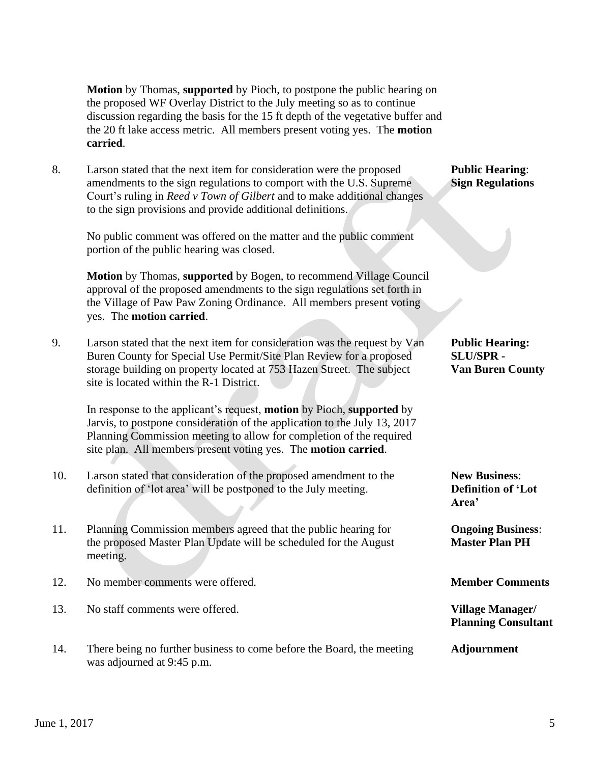**Motion** by Thomas, **supported** by Pioch, to postpone the public hearing on the proposed WF Overlay District to the July meeting so as to continue discussion regarding the basis for the 15 ft depth of the vegetative buffer and the 20 ft lake access metric. All members present voting yes. The **motion carried**.

8. Larson stated that the next item for consideration were the proposed amendments to the sign regulations to comport with the U.S. Supreme Court's ruling in *Reed v Town of Gilbert* and to make additional changes to the sign provisions and provide additional definitions. — **Public Hearing**: **Sign Regulations**

   No public comment was offered on the matter and the public comment portion of the public hearing was closed.

   **Motion** by Thomas, **supported** by Bogen, to recommend Village Council approval of the proposed amendments to the sign regulations set forth in the Village of Paw Paw Zoning Ordinance. All members present voting yes. The **motion carried**.

9. Larson stated that the next item for consideration was the request by Van Buren County for Special Use Permit/Site Plan Review for a proposed storage building on property located at 753 Hazen Street. The subject site is located within the R-1 District. — **Public Hearing: SLU/SPR - Van Buren County**

   In response to the applicant's request, **motion** by Pioch, **supported** by Jarvis, to postpone consideration of the application to the July 13, 2017 Planning Commission meeting to allow for completion of the required site plan. All members present voting yes. The **motion carried**.

10. Larson stated that consideration of the proposed amendment to the definition of 'lot area' will be postponed to the July meeting. — **New Business**: **Definition of 'Lot Area'**

11. Planning Commission members agreed that the public hearing for the proposed Master Plan Update will be scheduled for the August meeting. — **Ongoing Business**: **Master Plan PH**

12. No member comments were offered. — **Member Comments**

13. No staff comments were offered. — **Village Manager/ Planning Consultant**

14. There being no further business to come before the Board, the meeting was adjourned at 9:45 p.m. — **Adjournment**

June 1, 2017